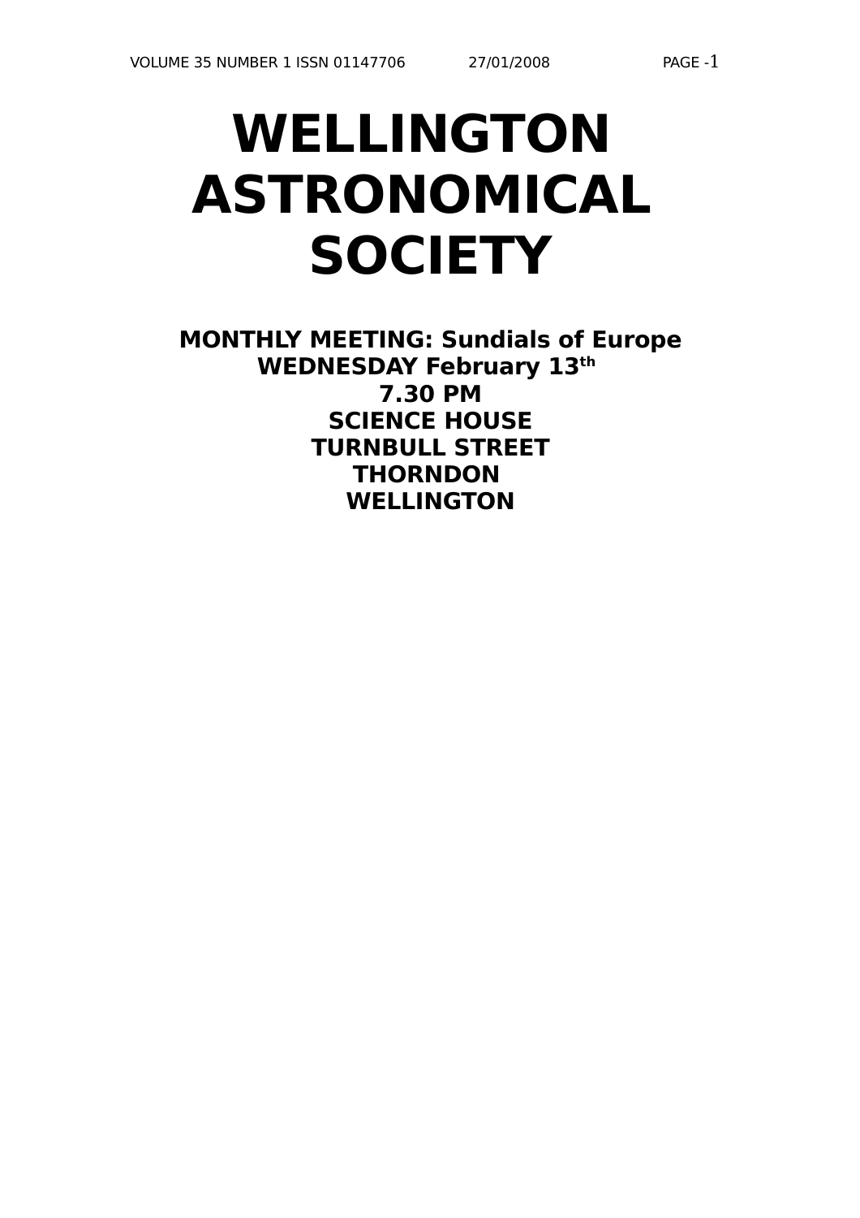# WELLINGTON ASTRONOMICAL SOCIETY

**MONTHLY MEETING: Sundials of Europe**
**WEDNESDAY February 13th**
**7.30 PM**
**SCIENCE HOUSE**
**TURNBULL STREET**
**THORNDON**
**WELLINGTON**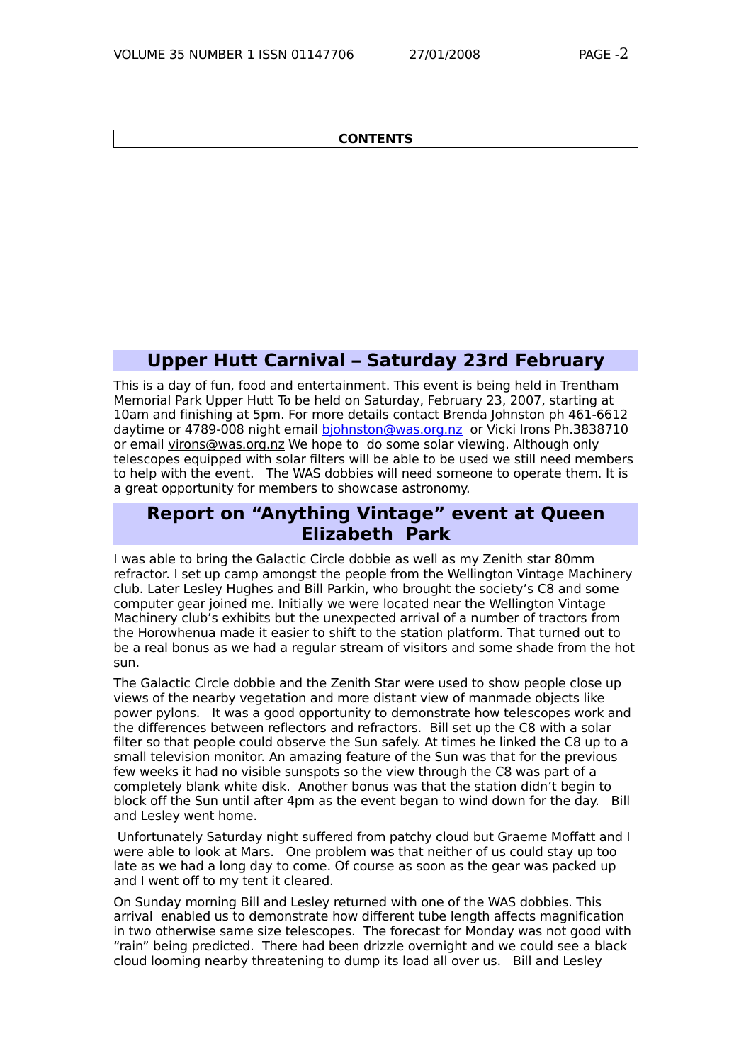**CONTENTS**

## Upper Hutt Carnival – Saturday 23rd February

This is a day of fun, food and entertainment. This event is being held in Trentham Memorial Park Upper Hutt To be held on Saturday, February 23, 2007, starting at 10am and finishing at 5pm. For more details contact Brenda Johnston ph 461-6612 daytime or 4789-008 night email bjohnston@was.org.nz or Vicki Irons Ph.3838710 or email virons@was.org.nz We hope to do some solar viewing. Although only telescopes equipped with solar filters will be able to be used we still need members to help with the event. The WAS dobbies will need someone to operate them. It is a great opportunity for members to showcase astronomy.

## Report on "Anything Vintage" event at Queen Elizabeth Park

I was able to bring the Galactic Circle dobbie as well as my Zenith star 80mm refractor. I set up camp amongst the people from the Wellington Vintage Machinery club. Later Lesley Hughes and Bill Parkin, who brought the society's C8 and some computer gear joined me. Initially we were located near the Wellington Vintage Machinery club's exhibits but the unexpected arrival of a number of tractors from the Horowhenua made it easier to shift to the station platform. That turned out to be a real bonus as we had a regular stream of visitors and some shade from the hot sun.

The Galactic Circle dobbie and the Zenith Star were used to show people close up views of the nearby vegetation and more distant view of manmade objects like power pylons. It was a good opportunity to demonstrate how telescopes work and the differences between reflectors and refractors. Bill set up the C8 with a solar filter so that people could observe the Sun safely. At times he linked the C8 up to a small television monitor. An amazing feature of the Sun was that for the previous few weeks it had no visible sunspots so the view through the C8 was part of a completely blank white disk. Another bonus was that the station didn't begin to block off the Sun until after 4pm as the event began to wind down for the day. Bill and Lesley went home.

Unfortunately Saturday night suffered from patchy cloud but Graeme Moffatt and I were able to look at Mars. One problem was that neither of us could stay up too late as we had a long day to come. Of course as soon as the gear was packed up and I went off to my tent it cleared.

On Sunday morning Bill and Lesley returned with one of the WAS dobbies. This arrival enabled us to demonstrate how different tube length affects magnification in two otherwise same size telescopes. The forecast for Monday was not good with "rain" being predicted. There had been drizzle overnight and we could see a black cloud looming nearby threatening to dump its load all over us. Bill and Lesley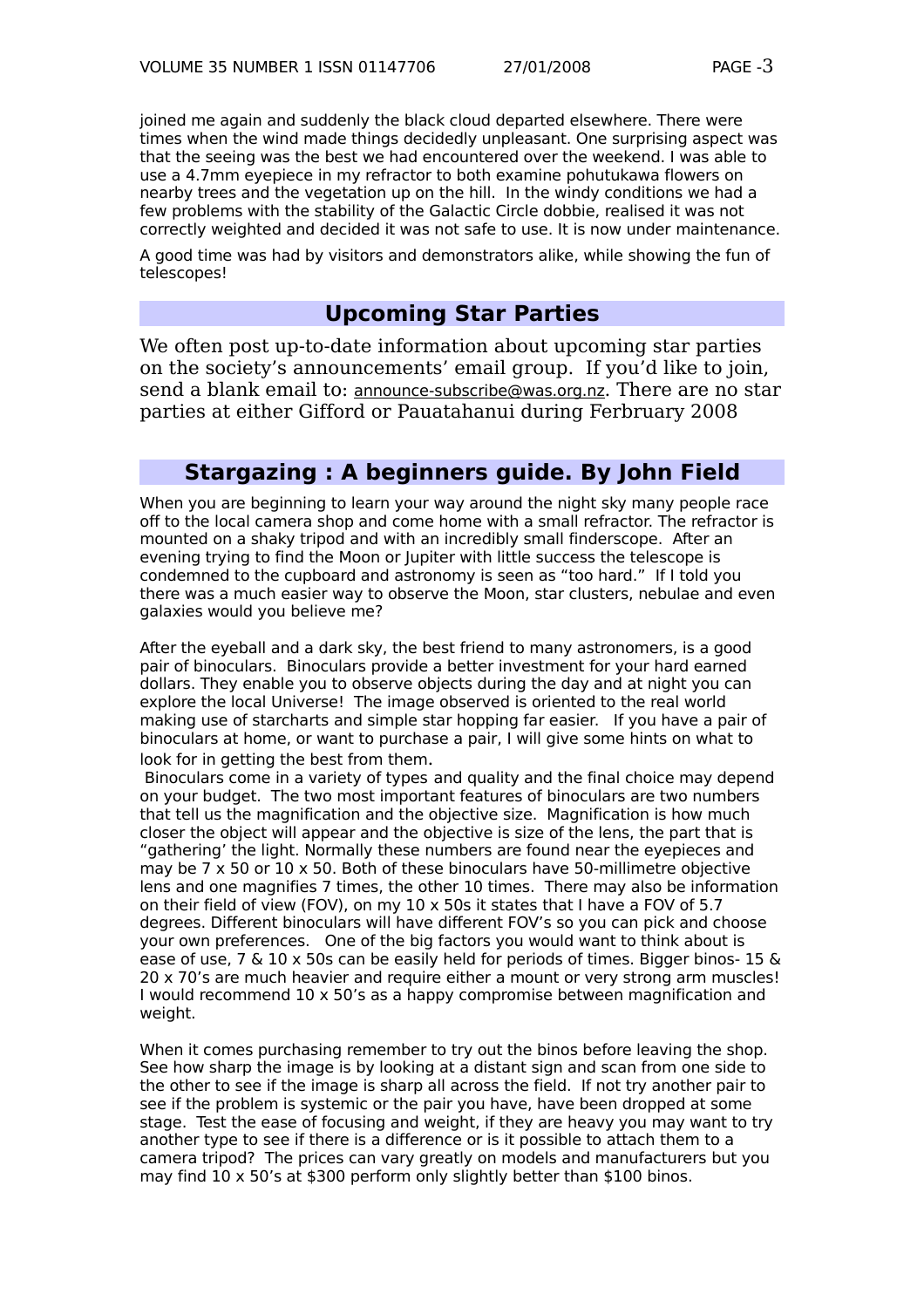joined me again and suddenly the black cloud departed elsewhere. There were times when the wind made things decidedly unpleasant. One surprising aspect was that the seeing was the best we had encountered over the weekend. I was able to use a 4.7mm eyepiece in my refractor to both examine pohutukawa flowers on nearby trees and the vegetation up on the hill. In the windy conditions we had a few problems with the stability of the Galactic Circle dobbie, realised it was not correctly weighted and decided it was not safe to use. It is now under maintenance.

A good time was had by visitors and demonstrators alike, while showing the fun of telescopes!

## Upcoming Star Parties

We often post up-to-date information about upcoming star parties on the society's announcements' email group. If you'd like to join, send a blank email to: announce-subscribe@was.org.nz. There are no star parties at either Gifford or Pauatahanui during Ferbruary 2008

## Stargazing : A beginners guide. By John Field

When you are beginning to learn your way around the night sky many people race off to the local camera shop and come home with a small refractor. The refractor is mounted on a shaky tripod and with an incredibly small finderscope. After an evening trying to find the Moon or Jupiter with little success the telescope is condemned to the cupboard and astronomy is seen as "too hard." If I told you there was a much easier way to observe the Moon, star clusters, nebulae and even galaxies would you believe me?

After the eyeball and a dark sky, the best friend to many astronomers, is a good pair of binoculars. Binoculars provide a better investment for your hard earned dollars. They enable you to observe objects during the day and at night you can explore the local Universe! The image observed is oriented to the real world making use of starcharts and simple star hopping far easier. If you have a pair of binoculars at home, or want to purchase a pair, I will give some hints on what to look for in getting the best from them.

Binoculars come in a variety of types and quality and the final choice may depend on your budget. The two most important features of binoculars are two numbers that tell us the magnification and the objective size. Magnification is how much closer the object will appear and the objective is size of the lens, the part that is "gathering' the light. Normally these numbers are found near the eyepieces and may be 7 x 50 or 10 x 50. Both of these binoculars have 50-millimetre objective lens and one magnifies 7 times, the other 10 times. There may also be information on their field of view (FOV), on my 10 x 50s it states that I have a FOV of 5.7 degrees. Different binoculars will have different FOV's so you can pick and choose your own preferences. One of the big factors you would want to think about is ease of use, 7 & 10 x 50s can be easily held for periods of times. Bigger binos- 15 & 20 x 70's are much heavier and require either a mount or very strong arm muscles! I would recommend 10 x 50's as a happy compromise between magnification and weight.

When it comes purchasing remember to try out the binos before leaving the shop. See how sharp the image is by looking at a distant sign and scan from one side to the other to see if the image is sharp all across the field. If not try another pair to see if the problem is systemic or the pair you have, have been dropped at some stage. Test the ease of focusing and weight, if they are heavy you may want to try another type to see if there is a difference or is it possible to attach them to a camera tripod? The prices can vary greatly on models and manufacturers but you may find 10 x 50's at $300 perform only slightly better than $100 binos.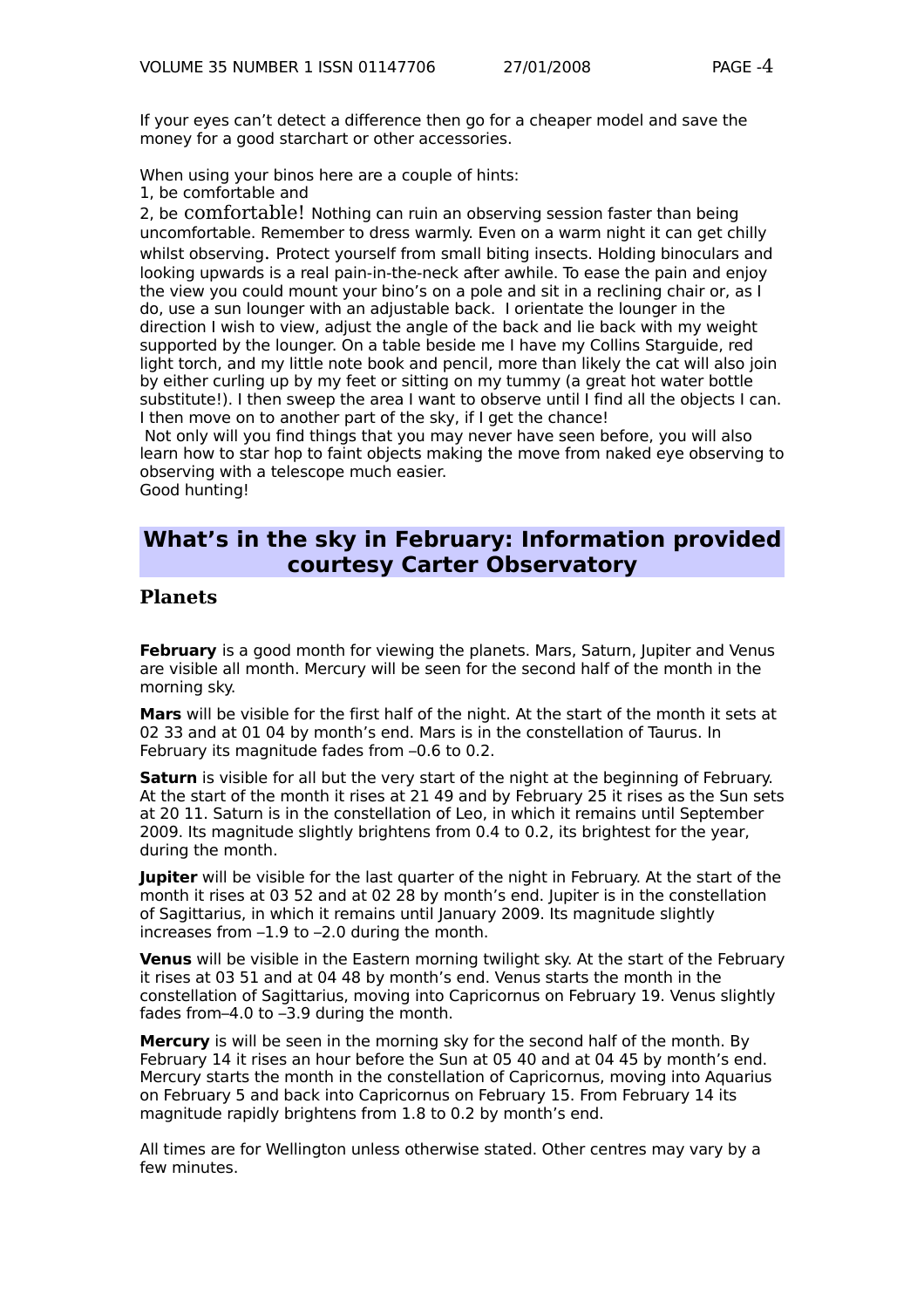If your eyes can't detect a difference then go for a cheaper model and save the money for a good starchart or other accessories.

When using your binos here are a couple of hints:
1, be comfortable and
2, be comfortable! Nothing can ruin an observing session faster than being uncomfortable. Remember to dress warmly. Even on a warm night it can get chilly whilst observing. Protect yourself from small biting insects. Holding binoculars and looking upwards is a real pain-in-the-neck after awhile. To ease the pain and enjoy the view you could mount your bino's on a pole and sit in a reclining chair or, as I do, use a sun lounger with an adjustable back. I orientate the lounger in the direction I wish to view, adjust the angle of the back and lie back with my weight supported by the lounger. On a table beside me I have my Collins Starguide, red light torch, and my little note book and pencil, more than likely the cat will also join by either curling up by my feet or sitting on my tummy (a great hot water bottle substitute!). I then sweep the area I want to observe until I find all the objects I can. I then move on to another part of the sky, if I get the chance!
Not only will you find things that you may never have seen before, you will also learn how to star hop to faint objects making the move from naked eye observing to observing with a telescope much easier.
Good hunting!

## What's in the sky in February: Information provided courtesy Carter Observatory

### Planets

**February** is a good month for viewing the planets. Mars, Saturn, Jupiter and Venus are visible all month. Mercury will be seen for the second half of the month in the morning sky.

**Mars** will be visible for the first half of the night. At the start of the month it sets at 02 33 and at 01 04 by month's end. Mars is in the constellation of Taurus. In February its magnitude fades from –0.6 to 0.2.

**Saturn** is visible for all but the very start of the night at the beginning of February. At the start of the month it rises at 21 49 and by February 25 it rises as the Sun sets at 20 11. Saturn is in the constellation of Leo, in which it remains until September 2009. Its magnitude slightly brightens from 0.4 to 0.2, its brightest for the year, during the month.

**Jupiter** will be visible for the last quarter of the night in February. At the start of the month it rises at 03 52 and at 02 28 by month's end. Jupiter is in the constellation of Sagittarius, in which it remains until January 2009. Its magnitude slightly increases from –1.9 to –2.0 during the month.

**Venus** will be visible in the Eastern morning twilight sky. At the start of the February it rises at 03 51 and at 04 48 by month's end. Venus starts the month in the constellation of Sagittarius, moving into Capricornus on February 19. Venus slightly fades from–4.0 to –3.9 during the month.

**Mercury** is will be seen in the morning sky for the second half of the month. By February 14 it rises an hour before the Sun at 05 40 and at 04 45 by month's end. Mercury starts the month in the constellation of Capricornus, moving into Aquarius on February 5 and back into Capricornus on February 15. From February 14 its magnitude rapidly brightens from 1.8 to 0.2 by month's end.

All times are for Wellington unless otherwise stated. Other centres may vary by a few minutes.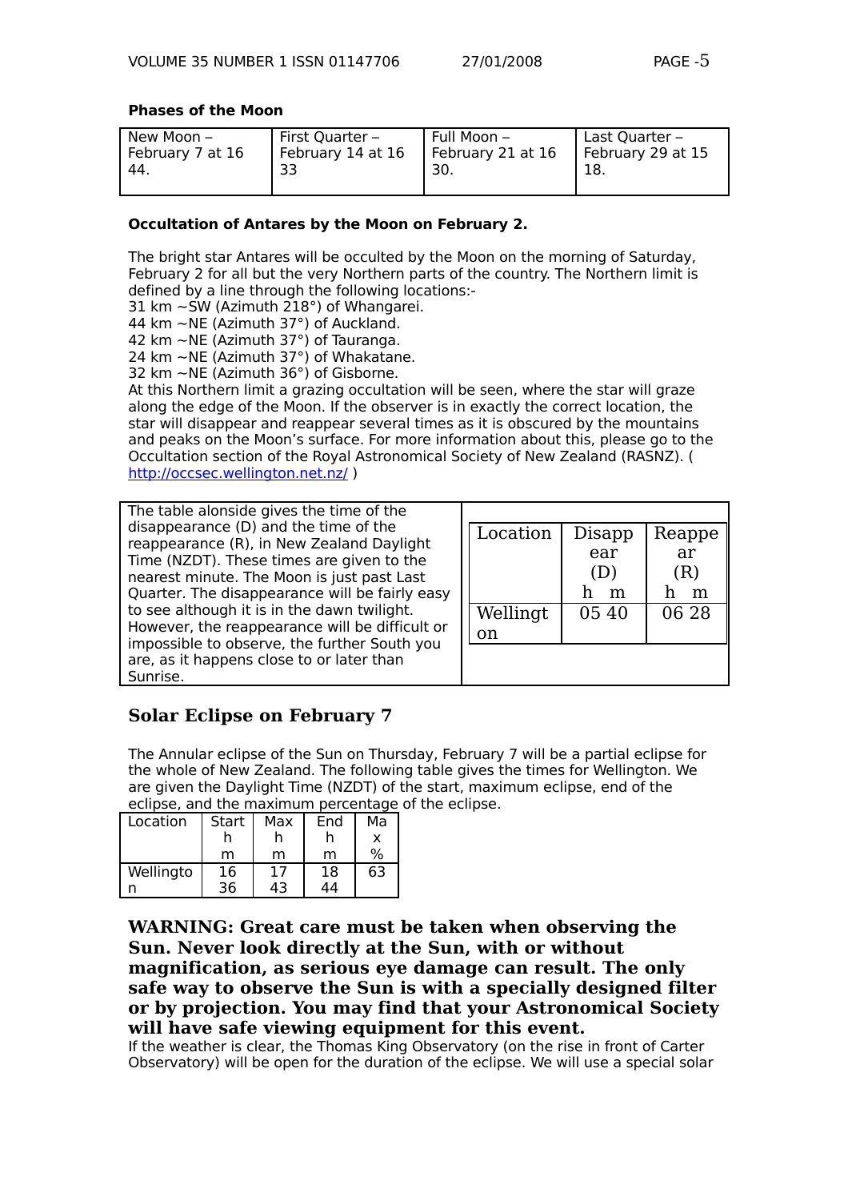**Phases of the Moon**

| | | | |
|---|---|---|---|
| New Moon – February 7 at 16 44. | First Quarter – February 14 at 16 33 | Full Moon – February 21 at 16 30. | Last Quarter – February 29 at 15 18. |

**Occultation of Antares by the Moon on February 2.**

The bright star Antares will be occulted by the Moon on the morning of Saturday, February 2 for all but the very Northern parts of the country. The Northern limit is defined by a line through the following locations:-
31 km ~SW (Azimuth 218°) of Whangarei.
44 km ~NE (Azimuth 37°) of Auckland.
42 km ~NE (Azimuth 37°) of Tauranga.
24 km ~NE (Azimuth 37°) of Whakatane.
32 km ~NE (Azimuth 36°) of Gisborne.
At this Northern limit a grazing occultation will be seen, where the star will graze along the edge of the Moon. If the observer is in exactly the correct location, the star will disappear and reappear several times as it is obscured by the mountains and peaks on the Moon's surface. For more information about this, please go to the Occultation section of the Royal Astronomical Society of New Zealand (RASNZ). ( http://occsec.wellington.net.nz/ )

The table alongside gives the time of the disappearance (D) and the time of the reappearance (R), in New Zealand Daylight Time (NZDT). These times are given to the nearest minute. The Moon is just past Last Quarter. The disappearance will be fairly easy to see although it is in the dawn twilight. However, the reappearance will be difficult or impossible to observe, the further South you are, as it happens close to or later than Sunrise.

| Location | Disappear (D) h m | Reappear (R) h m |
|---|---|---|
| Wellington | 05 40 | 06 28 |

## Solar Eclipse on February 7

The Annular eclipse of the Sun on Thursday, February 7 will be a partial eclipse for the whole of New Zealand. The following table gives the times for Wellington. We are given the Daylight Time (NZDT) of the start, maximum eclipse, end of the eclipse, and the maximum percentage of the eclipse.

| Location | Start h m | Max h m | End h m | Max % |
|---|---|---|---|---|
| Wellington | 16 36 | 17 43 | 18 44 | 63 |

**WARNING: Great care must be taken when observing the Sun. Never look directly at the Sun, with or without magnification, as serious eye damage can result. The only safe way to observe the Sun is with a specially designed filter or by projection. You may find that your Astronomical Society will have safe viewing equipment for this event.**

If the weather is clear, the Thomas King Observatory (on the rise in front of Carter Observatory) will be open for the duration of the eclipse. We will use a special solar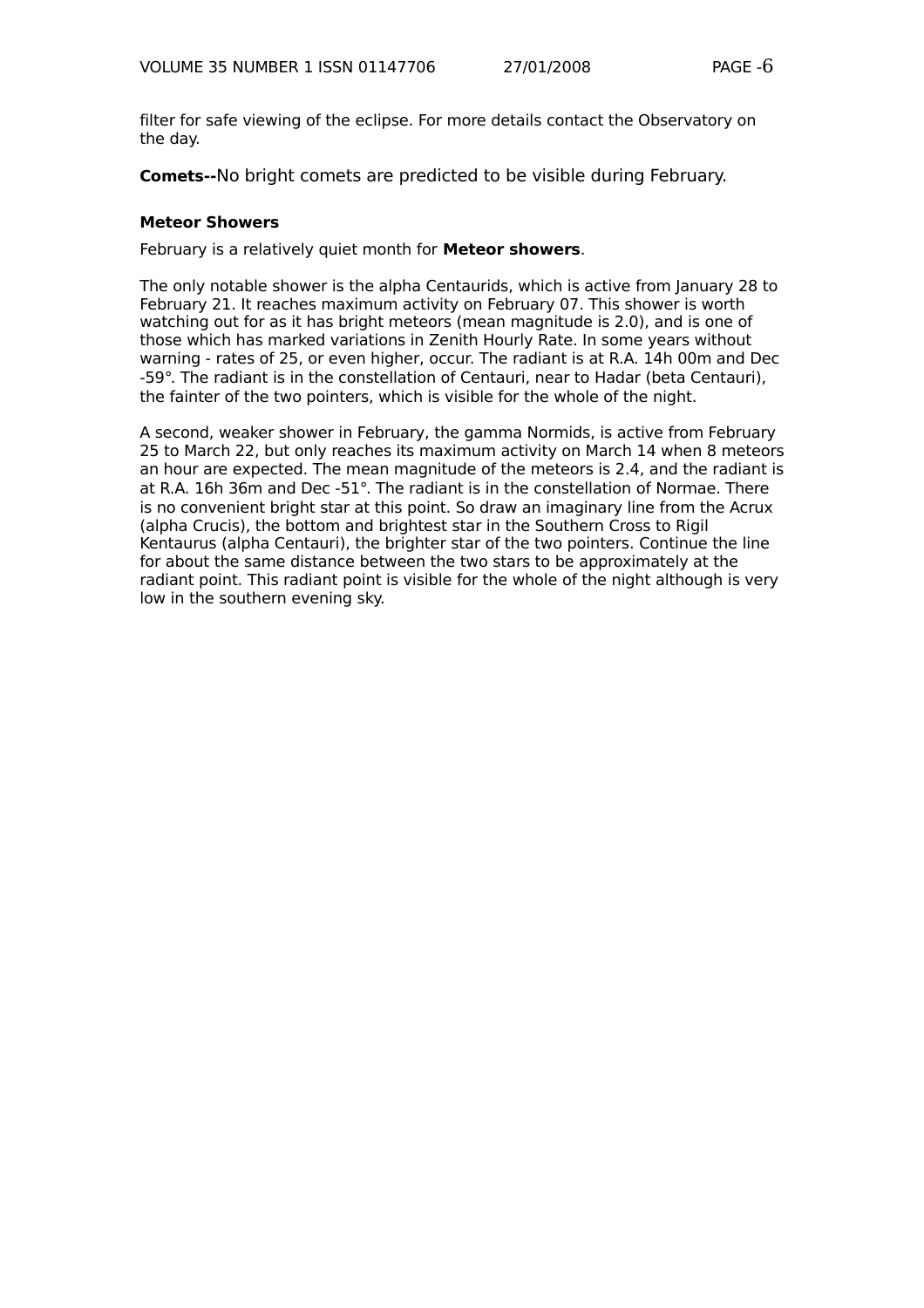filter for safe viewing of the eclipse. For more details contact the Observatory on the day.

**Comets--**No bright comets are predicted to be visible during February.

**Meteor Showers**

February is a relatively quiet month for **Meteor showers**.

The only notable shower is the alpha Centaurids, which is active from January 28 to February 21. It reaches maximum activity on February 07. This shower is worth watching out for as it has bright meteors (mean magnitude is 2.0), and is one of those which has marked variations in Zenith Hourly Rate. In some years without warning - rates of 25, or even higher, occur. The radiant is at R.A. 14h 00m and Dec -59°. The radiant is in the constellation of Centauri, near to Hadar (beta Centauri), the fainter of the two pointers, which is visible for the whole of the night.

A second, weaker shower in February, the gamma Normids, is active from February 25 to March 22, but only reaches its maximum activity on March 14 when 8 meteors an hour are expected. The mean magnitude of the meteors is 2.4, and the radiant is at R.A. 16h 36m and Dec -51°. The radiant is in the constellation of Normae. There is no convenient bright star at this point. So draw an imaginary line from the Acrux (alpha Crucis), the bottom and brightest star in the Southern Cross to Rigil Kentaurus (alpha Centauri), the brighter star of the two pointers. Continue the line for about the same distance between the two stars to be approximately at the radiant point. This radiant point is visible for the whole of the night although is very low in the southern evening sky.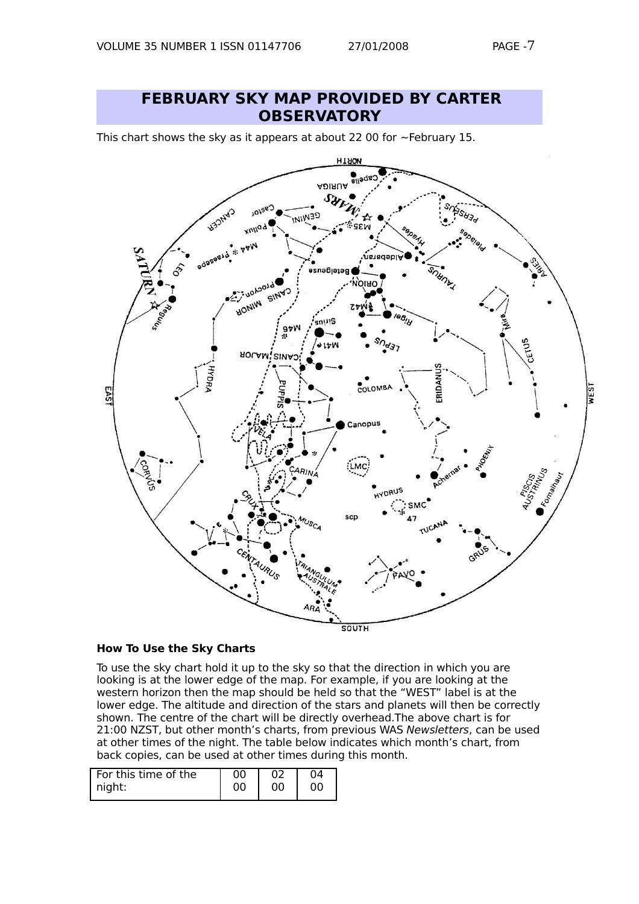## FEBRUARY SKY MAP PROVIDED BY CARTER OBSERVATORY

This chart shows the sky as it appears at about 22 00 for ~February 15.

### How To Use the Sky Charts

To use the sky chart hold it up to the sky so that the direction in which you are looking is at the lower edge of the map. For example, if you are looking at the western horizon then the map should be held so that the "WEST" label is at the lower edge. The altitude and direction of the stars and planets will then be correctly shown. The centre of the chart will be directly overhead.The above chart is for 21:00 NZST, but other month's charts, from previous WAS *Newsletters*, can be used at other times of the night. The table below indicates which month's chart, from back copies, can be used at other times during this month.

| | | | |
|---|---|---|---|
| For this time of the night: | 00 00 | 02 00 | 04 00 |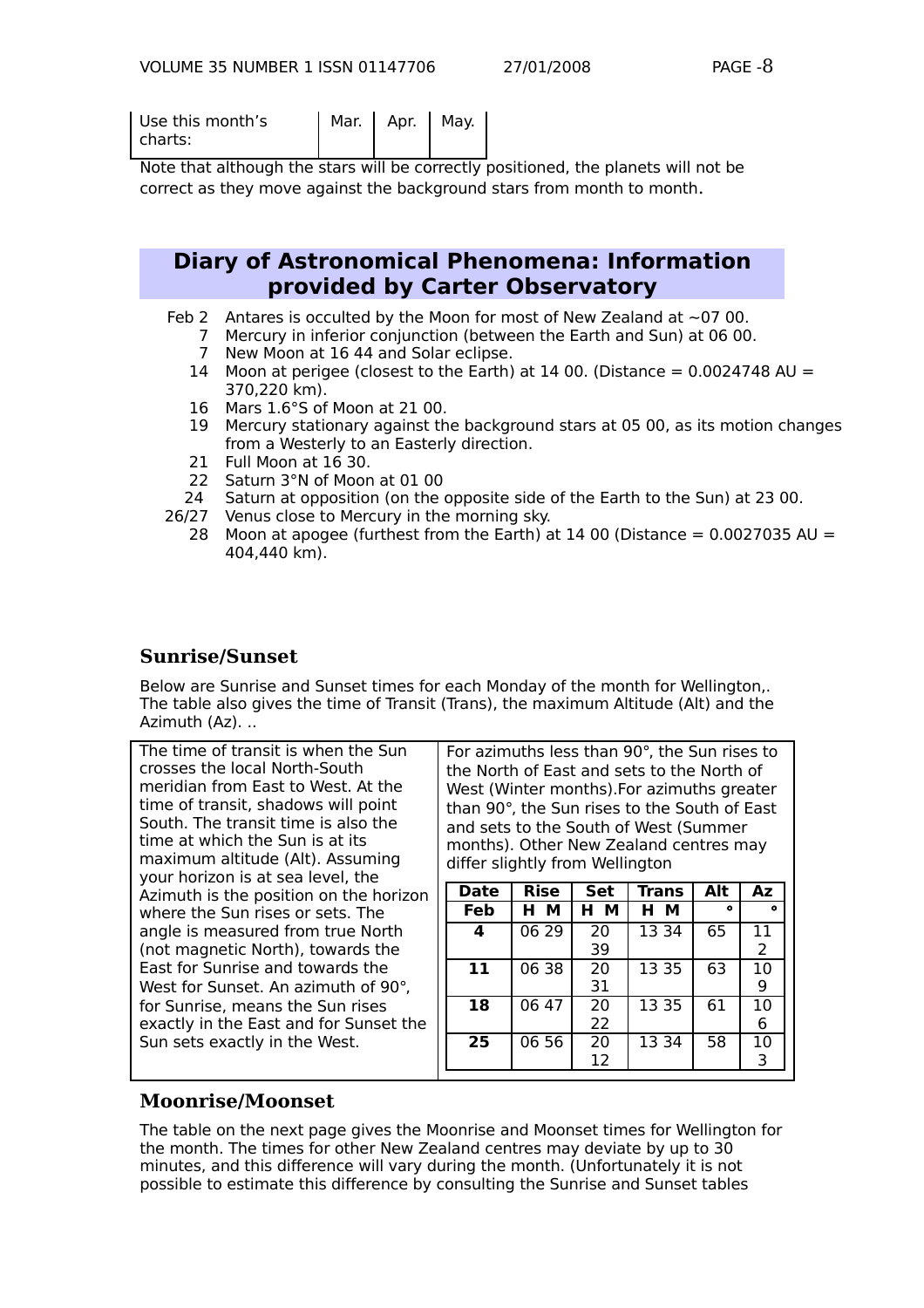| Use this month's charts: | Mar. | Apr. | May. |
|---|---|---|---|

Note that although the stars will be correctly positioned, the planets will not be correct as they move against the background stars from month to month.

## Diary of Astronomical Phenomena: Information provided by Carter Observatory

- Feb 2 Antares is occulted by the Moon for most of New Zealand at ~07 00.
- 7 Mercury in inferior conjunction (between the Earth and Sun) at 06 00.
- 7 New Moon at 16 44 and Solar eclipse.
- 14 Moon at perigee (closest to the Earth) at 14 00. (Distance = 0.0024748 AU = 370,220 km).
- 16 Mars 1.6°S of Moon at 21 00.
- 19 Mercury stationary against the background stars at 05 00, as its motion changes from a Westerly to an Easterly direction.
- 21 Full Moon at 16 30.
- 22 Saturn 3°N of Moon at 01 00
- 24 Saturn at opposition (on the opposite side of the Earth to the Sun) at 23 00.
- 26/27 Venus close to Mercury in the morning sky.
- 28 Moon at apogee (furthest from the Earth) at 14 00 (Distance = 0.0027035 AU = 404,440 km).

### Sunrise/Sunset

Below are Sunrise and Sunset times for each Monday of the month for Wellington,. The table also gives the time of Transit (Trans), the maximum Altitude (Alt) and the Azimuth (Az). ..

The time of transit is when the Sun crosses the local North-South meridian from East to West. At the time of transit, shadows will point South. The transit time is also the time at which the Sun is at its maximum altitude (Alt). Assuming your horizon is at sea level, the Azimuth is the position on the horizon where the Sun rises or sets. The angle is measured from true North (not magnetic North), towards the East for Sunrise and towards the West for Sunset. An azimuth of 90°, for Sunrise, means the Sun rises exactly in the East and for Sunset the Sun sets exactly in the West.

For azimuths less than 90°, the Sun rises to the North of East and sets to the North of West (Winter months).For azimuths greater than 90°, the Sun rises to the South of East and sets to the South of West (Summer months). Other New Zealand centres may differ slightly from Wellington

| Date | Rise | Set | Trans | Alt | Az |
|---|---|---|---|---|---|
| **Feb** | **H M** | **H M** | **H M** | **°** | **°** |
| **4** | 06 29 | 20 39 | 13 34 | 65 | 112 |
| **11** | 06 38 | 20 31 | 13 35 | 63 | 109 |
| **18** | 06 47 | 20 22 | 13 35 | 61 | 106 |
| **25** | 06 56 | 20 12 | 13 34 | 58 | 103 |

### Moonrise/Moonset

The table on the next page gives the Moonrise and Moonset times for Wellington for the month. The times for other New Zealand centres may deviate by up to 30 minutes, and this difference will vary during the month. (Unfortunately it is not possible to estimate this difference by consulting the Sunrise and Sunset tables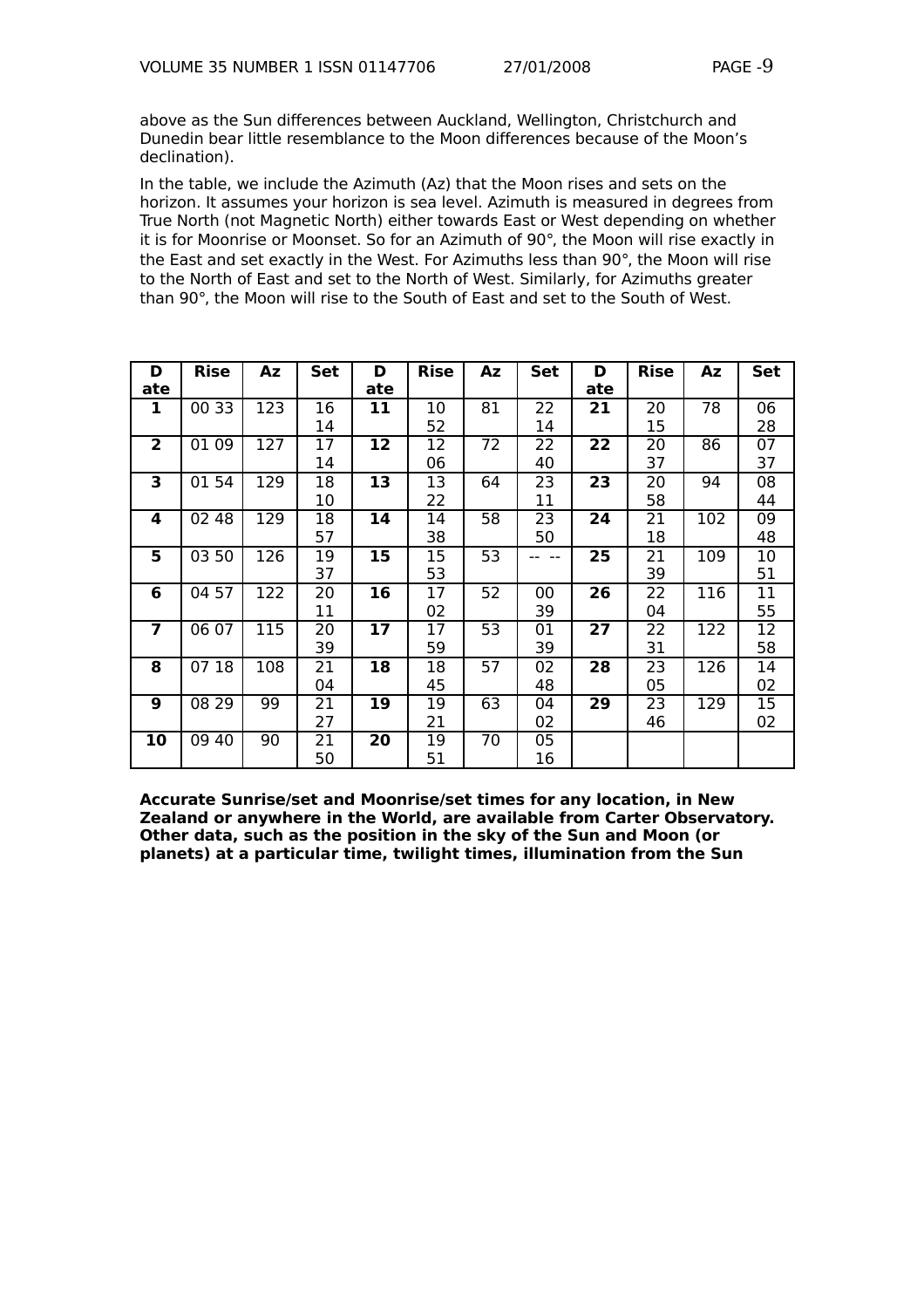above as the Sun differences between Auckland, Wellington, Christchurch and Dunedin bear little resemblance to the Moon differences because of the Moon's declination).

In the table, we include the Azimuth (Az) that the Moon rises and sets on the horizon. It assumes your horizon is sea level. Azimuth is measured in degrees from True North (not Magnetic North) either towards East or West depending on whether it is for Moonrise or Moonset. So for an Azimuth of 90°, the Moon will rise exactly in the East and set exactly in the West. For Azimuths less than 90°, the Moon will rise to the North of East and set to the North of West. Similarly, for Azimuths greater than 90°, the Moon will rise to the South of East and set to the South of West.

| Date | Rise | Az | Set | Date | Rise | Az | Set | Date | Rise | Az | Set |
|---|---|---|---|---|---|---|---|---|---|---|---|
| **1** | 00 33 | 123 | 16 14 | **11** | 10 52 | 81 | 22 14 | **21** | 20 15 | 78 | 06 28 |
| **2** | 01 09 | 127 | 17 14 | **12** | 12 06 | 72 | 22 40 | **22** | 20 37 | 86 | 07 37 |
| **3** | 01 54 | 129 | 18 10 | **13** | 13 22 | 64 | 23 11 | **23** | 20 58 | 94 | 08 44 |
| **4** | 02 48 | 129 | 18 57 | **14** | 14 38 | 58 | 23 50 | **24** | 21 18 | 102 | 09 48 |
| **5** | 03 50 | 126 | 19 37 | **15** | 15 53 | 53 | -- -- | **25** | 21 39 | 109 | 10 51 |
| **6** | 04 57 | 122 | 20 11 | **16** | 17 02 | 52 | 00 39 | **26** | 22 04 | 116 | 11 55 |
| **7** | 06 07 | 115 | 20 39 | **17** | 17 59 | 53 | 01 39 | **27** | 22 31 | 122 | 12 58 |
| **8** | 07 18 | 108 | 21 04 | **18** | 18 45 | 57 | 02 48 | **28** | 23 05 | 126 | 14 02 |
| **9** | 08 29 | 99 | 21 27 | **19** | 19 21 | 63 | 04 02 | **29** | 23 46 | 129 | 15 02 |
| **10** | 09 40 | 90 | 21 50 | **20** | 19 51 | 70 | 05 16 | | | | |

**Accurate Sunrise/set and Moonrise/set times for any location, in New Zealand or anywhere in the World, are available from Carter Observatory. Other data, such as the position in the sky of the Sun and Moon (or planets) at a particular time, twilight times, illumination from the Sun**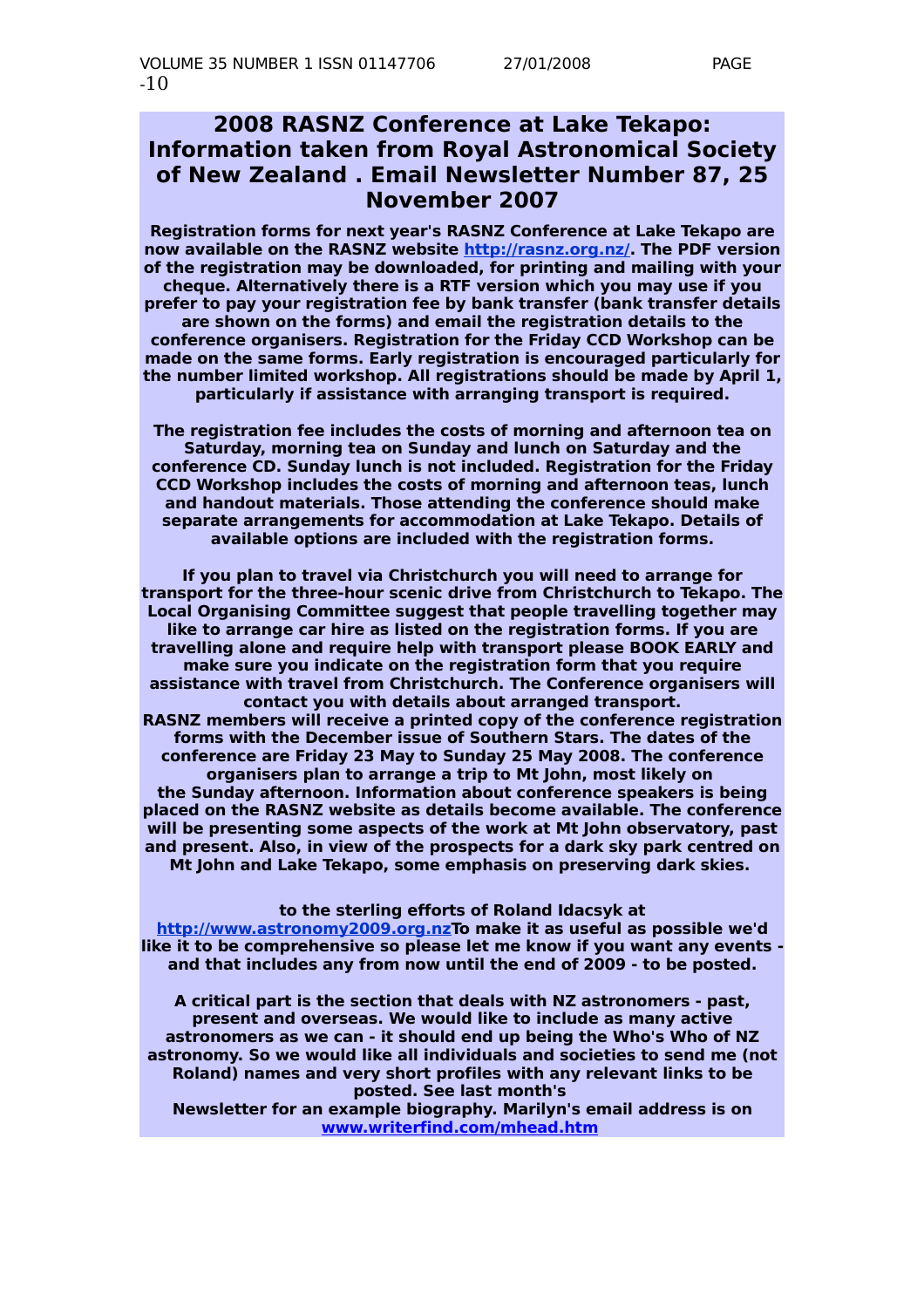## 2008 RASNZ Conference at Lake Tekapo: Information taken from Royal Astronomical Society of New Zealand . Email Newsletter Number 87, 25 November 2007

**Registration forms for next year's RASNZ Conference at Lake Tekapo are now available on the RASNZ website [http://rasnz.org.nz/](http://rasnz.org.nz/). The PDF version of the registration may be downloaded, for printing and mailing with your cheque. Alternatively there is a RTF version which you may use if you prefer to pay your registration fee by bank transfer (bank transfer details are shown on the forms) and email the registration details to the conference organisers. Registration for the Friday CCD Workshop can be made on the same forms. Early registration is encouraged particularly for the number limited workshop. All registrations should be made by April 1, particularly if assistance with arranging transport is required.**

**The registration fee includes the costs of morning and afternoon tea on Saturday, morning tea on Sunday and lunch on Saturday and the conference CD. Sunday lunch is not included. Registration for the Friday CCD Workshop includes the costs of morning and afternoon teas, lunch and handout materials. Those attending the conference should make separate arrangements for accommodation at Lake Tekapo. Details of available options are included with the registration forms.**

**If you plan to travel via Christchurch you will need to arrange for transport for the three-hour scenic drive from Christchurch to Tekapo. The Local Organising Committee suggest that people travelling together may like to arrange car hire as listed on the registration forms. If you are travelling alone and require help with transport please BOOK EARLY and make sure you indicate on the registration form that you require assistance with travel from Christchurch. The Conference organisers will contact you with details about arranged transport.**
**RASNZ members will receive a printed copy of the conference registration forms with the December issue of Southern Stars. The dates of the conference are Friday 23 May to Sunday 25 May 2008. The conference organisers plan to arrange a trip to Mt John, most likely on the Sunday afternoon. Information about conference speakers is being placed on the RASNZ website as details become available. The conference will be presenting some aspects of the work at Mt John observatory, past and present. Also, in view of the prospects for a dark sky park centred on Mt John and Lake Tekapo, some emphasis on preserving dark skies.**

**to the sterling efforts of Roland Idacsyk at [http://www.astronomy2009.org.nz](http://www.astronomy2009.org.nz)To make it as useful as possible we'd like it to be comprehensive so please let me know if you want any events - and that includes any from now until the end of 2009 - to be posted.**

**A critical part is the section that deals with NZ astronomers - past, present and overseas. We would like to include as many active astronomers as we can - it should end up being the Who's Who of NZ astronomy. So we would like all individuals and societies to send me (not Roland) names and very short profiles with any relevant links to be posted. See last month's**
**Newsletter for an example biography. Marilyn's email address is on [www.writerfind.com/mhead.htm](www.writerfind.com/mhead.htm)**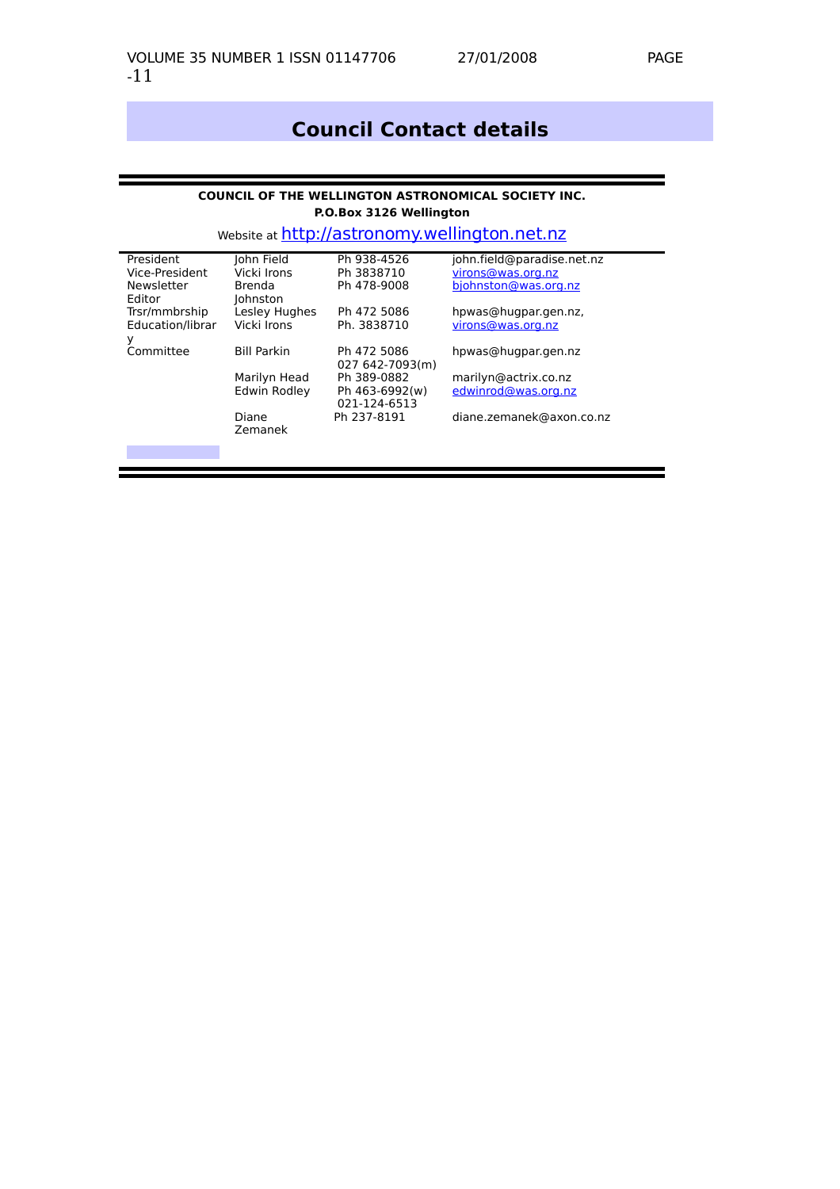# Council Contact details

**COUNCIL OF THE WELLINGTON ASTRONOMICAL SOCIETY INC.**
**P.O.Box 3126 Wellington**

Website at http://astronomy.wellington.net.nz

| | | | |
|---|---|---|---|
| President | John Field | Ph 938-4526 | john.field@paradise.net.nz |
| Vice-President | Vicki Irons | Ph 3838710 | virons@was.org.nz |
| Newsletter Editor | Brenda Johnston | Ph 478-9008 | bjohnston@was.org.nz |
| Trsr/mmbrship | Lesley Hughes | Ph 472 5086 | hpwas@hugpar.gen.nz, |
| Education/library | Vicki Irons | Ph. 3838710 | virons@was.org.nz |
| Committee | Bill Parkin | Ph 472 5086<br>027 642-7093(m) | hpwas@hugpar.gen.nz |
| | Marilyn Head | Ph 389-0882 | marilyn@actrix.co.nz |
| | Edwin Rodley | Ph 463-6992(w)<br>021-124-6513 | edwinrod@was.org.nz |
| | Diane Zemanek | Ph 237-8191 | diane.zemanek@axon.co.nz |